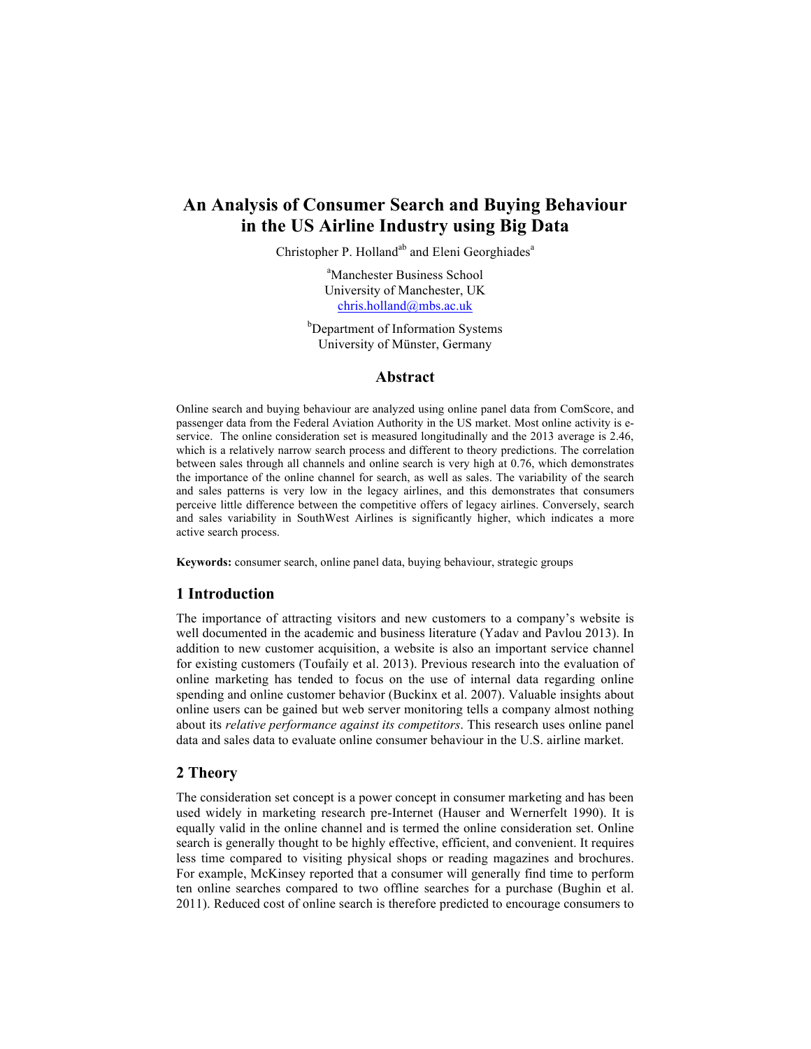# An Analysis of Consumer Search and Buying Behaviour in the US Airline Industry using Big Data

Christopher P. Holland[ab] and Eleni Georghiades[a]

[a]Manchester Business School
University of Manchester, UK
chris.holland@mbs.ac.uk

[b]Department of Information Systems
University of Münster, Germany

## Abstract

Online search and buying behaviour are analyzed using online panel data from ComScore, and passenger data from the Federal Aviation Authority in the US market. Most online activity is e-service. The online consideration set is measured longitudinally and the 2013 average is 2.46, which is a relatively narrow search process and different to theory predictions. The correlation between sales through all channels and online search is very high at 0.76, which demonstrates the importance of the online channel for search, as well as sales. The variability of the search and sales patterns is very low in the legacy airlines, and this demonstrates that consumers perceive little difference between the competitive offers of legacy airlines. Conversely, search and sales variability in SouthWest Airlines is significantly higher, which indicates a more active search process.

**Keywords:** consumer search, online panel data, buying behaviour, strategic groups

## 1 Introduction

The importance of attracting visitors and new customers to a company's website is well documented in the academic and business literature (Yadav and Pavlou 2013). In addition to new customer acquisition, a website is also an important service channel for existing customers (Toufaily et al. 2013). Previous research into the evaluation of online marketing has tended to focus on the use of internal data regarding online spending and online customer behavior (Buckinx et al. 2007). Valuable insights about online users can be gained but web server monitoring tells a company almost nothing about its *relative performance against its competitors*. This research uses online panel data and sales data to evaluate online consumer behaviour in the U.S. airline market.

## 2 Theory

The consideration set concept is a power concept in consumer marketing and has been used widely in marketing research pre-Internet (Hauser and Wernerfelt 1990). It is equally valid in the online channel and is termed the online consideration set. Online search is generally thought to be highly effective, efficient, and convenient. It requires less time compared to visiting physical shops or reading magazines and brochures. For example, McKinsey reported that a consumer will generally find time to perform ten online searches compared to two offline searches for a purchase (Bughin et al. 2011). Reduced cost of online search is therefore predicted to encourage consumers to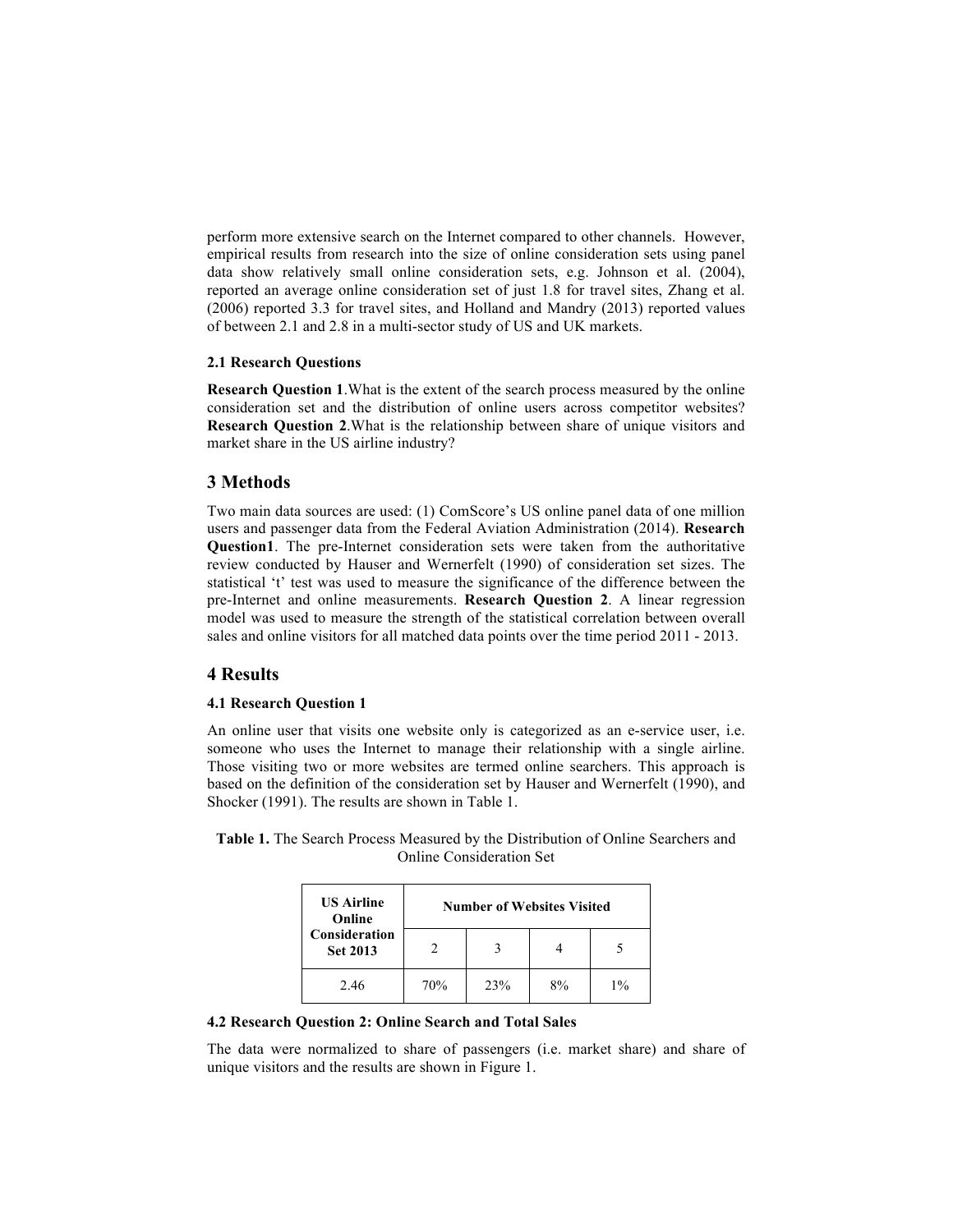perform more extensive search on the Internet compared to other channels. However, empirical results from research into the size of online consideration sets using panel data show relatively small online consideration sets, e.g. Johnson et al. (2004), reported an average online consideration set of just 1.8 for travel sites, Zhang et al. (2006) reported 3.3 for travel sites, and Holland and Mandry (2013) reported values of between 2.1 and 2.8 in a multi-sector study of US and UK markets.

### 2.1 Research Questions

**Research Question 1**.What is the extent of the search process measured by the online consideration set and the distribution of online users across competitor websites? **Research Question 2**.What is the relationship between share of unique visitors and market share in the US airline industry?

## 3 Methods

Two main data sources are used: (1) ComScore's US online panel data of one million users and passenger data from the Federal Aviation Administration (2014). **Research Question1**. The pre-Internet consideration sets were taken from the authoritative review conducted by Hauser and Wernerfelt (1990) of consideration set sizes. The statistical 't' test was used to measure the significance of the difference between the pre-Internet and online measurements. **Research Question 2**. A linear regression model was used to measure the strength of the statistical correlation between overall sales and online visitors for all matched data points over the time period 2011 - 2013.

## 4 Results

### 4.1 Research Question 1

An online user that visits one website only is categorized as an e-service user, i.e. someone who uses the Internet to manage their relationship with a single airline. Those visiting two or more websites are termed online searchers. This approach is based on the definition of the consideration set by Hauser and Wernerfelt (1990), and Shocker (1991). The results are shown in Table 1.

**Table 1.** The Search Process Measured by the Distribution of Online Searchers and Online Consideration Set

| **US Airline Online Consideration Set 2013** | **Number of Websites Visited** | | | |
|---|---|---|---|---|
| | 2 | 3 | 4 | 5 |
| 2.46 | 70% | 23% | 8% | 1% |

### 4.2 Research Question 2: Online Search and Total Sales

The data were normalized to share of passengers (i.e. market share) and share of unique visitors and the results are shown in Figure 1.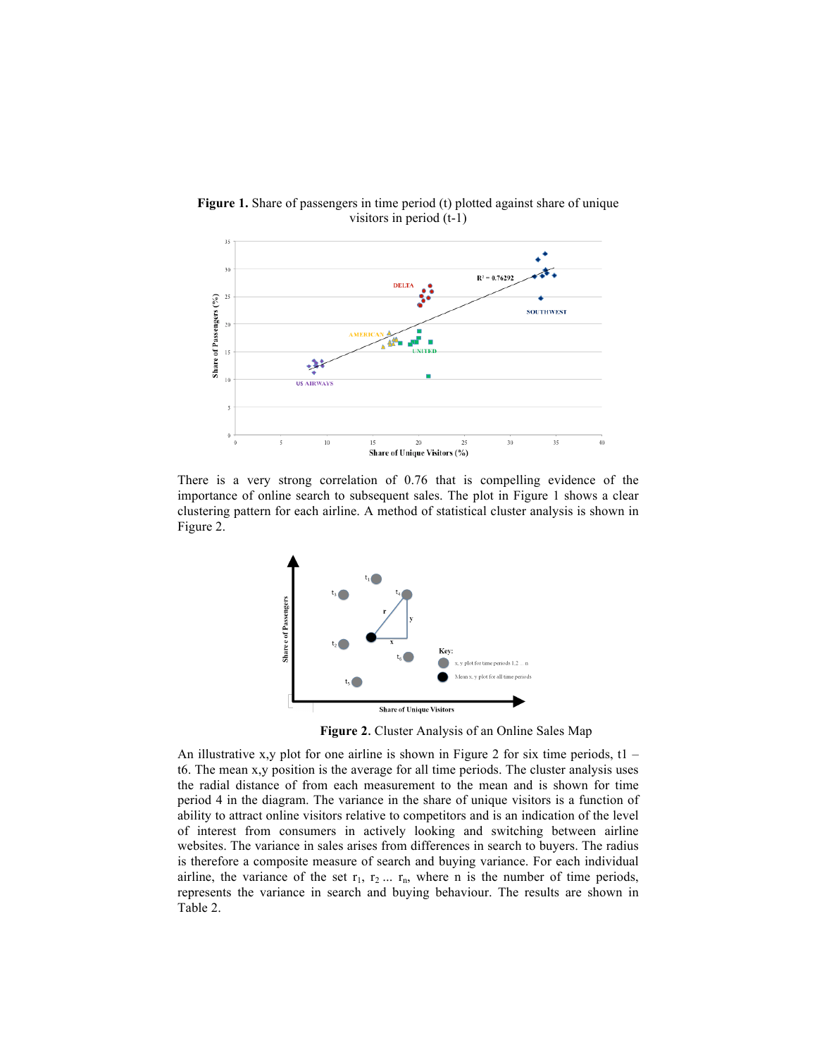**Figure 1.** Share of passengers in time period (t) plotted against share of unique visitors in period (t-1)

There is a very strong correlation of 0.76 that is compelling evidence of the importance of online search to subsequent sales. The plot in Figure 1 shows a clear clustering pattern for each airline. A method of statistical cluster analysis is shown in Figure 2.

**Figure 2.** Cluster Analysis of an Online Sales Map

An illustrative x,y plot for one airline is shown in Figure 2 for six time periods, t1 – t6. The mean x,y position is the average for all time periods. The cluster analysis uses the radial distance of from each measurement to the mean and is shown for time period 4 in the diagram. The variance in the share of unique visitors is a function of ability to attract online visitors relative to competitors and is an indication of the level of interest from consumers in actively looking and switching between airline websites. The variance in sales arises from differences in search to buyers. The radius is therefore a composite measure of search and buying variance. For each individual airline, the variance of the set $r_1$, $r_2$ ... $r_n$, where n is the number of time periods, represents the variance in search and buying behaviour. The results are shown in Table 2.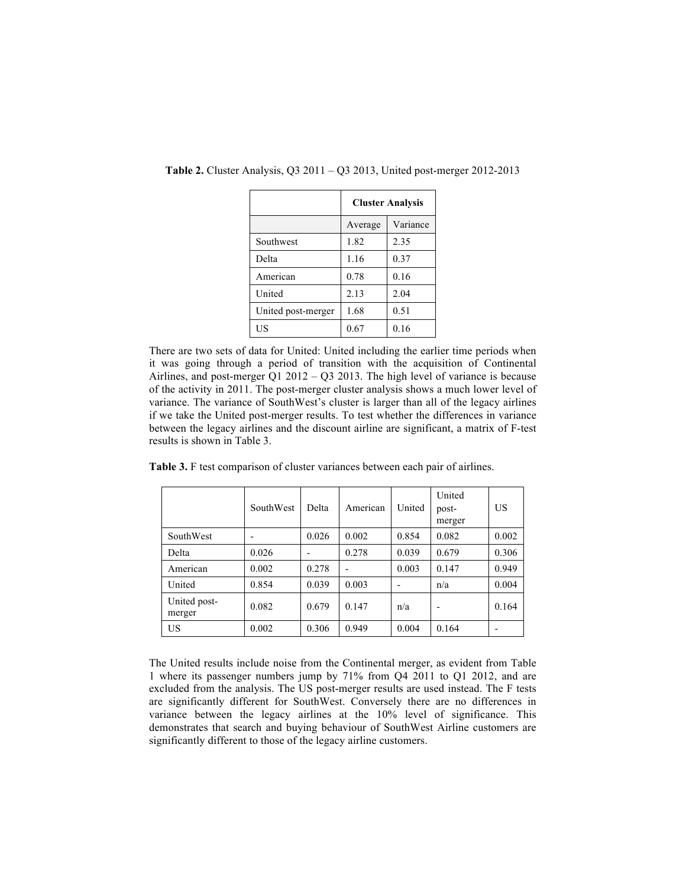**Table 2.** Cluster Analysis, Q3 2011 – Q3 2013, United post-merger 2012-2013

| | **Cluster Analysis** | |
|---|---|---|
| | Average | Variance |
| Southwest | 1.82 | 2.35 |
| Delta | 1.16 | 0.37 |
| American | 0.78 | 0.16 |
| United | 2.13 | 2.04 |
| United post-merger | 1.68 | 0.51 |
| US | 0.67 | 0.16 |

There are two sets of data for United: United including the earlier time periods when it was going through a period of transition with the acquisition of Continental Airlines, and post-merger Q1 2012 – Q3 2013. The high level of variance is because of the activity in 2011. The post-merger cluster analysis shows a much lower level of variance. The variance of SouthWest's cluster is larger than all of the legacy airlines if we take the United post-merger results. To test whether the differences in variance between the legacy airlines and the discount airline are significant, a matrix of F-test results is shown in Table 3.

**Table 3.** F test comparison of cluster variances between each pair of airlines.

| | SouthWest | Delta | American | United | United post-merger | US |
|---|---|---|---|---|---|---|
| SouthWest | - | 0.026 | 0.002 | 0.854 | 0.082 | 0.002 |
| Delta | 0.026 | - | 0.278 | 0.039 | 0.679 | 0.306 |
| American | 0.002 | 0.278 | - | 0.003 | 0.147 | 0.949 |
| United | 0.854 | 0.039 | 0.003 | - | n/a | 0.004 |
| United post-merger | 0.082 | 0.679 | 0.147 | n/a | - | 0.164 |
| US | 0.002 | 0.306 | 0.949 | 0.004 | 0.164 | - |

The United results include noise from the Continental merger, as evident from Table 1 where its passenger numbers jump by 71% from Q4 2011 to Q1 2012, and are excluded from the analysis. The US post-merger results are used instead. The F tests are significantly different for SouthWest. Conversely there are no differences in variance between the legacy airlines at the 10% level of significance. This demonstrates that search and buying behaviour of SouthWest Airline customers are significantly different to those of the legacy airline customers.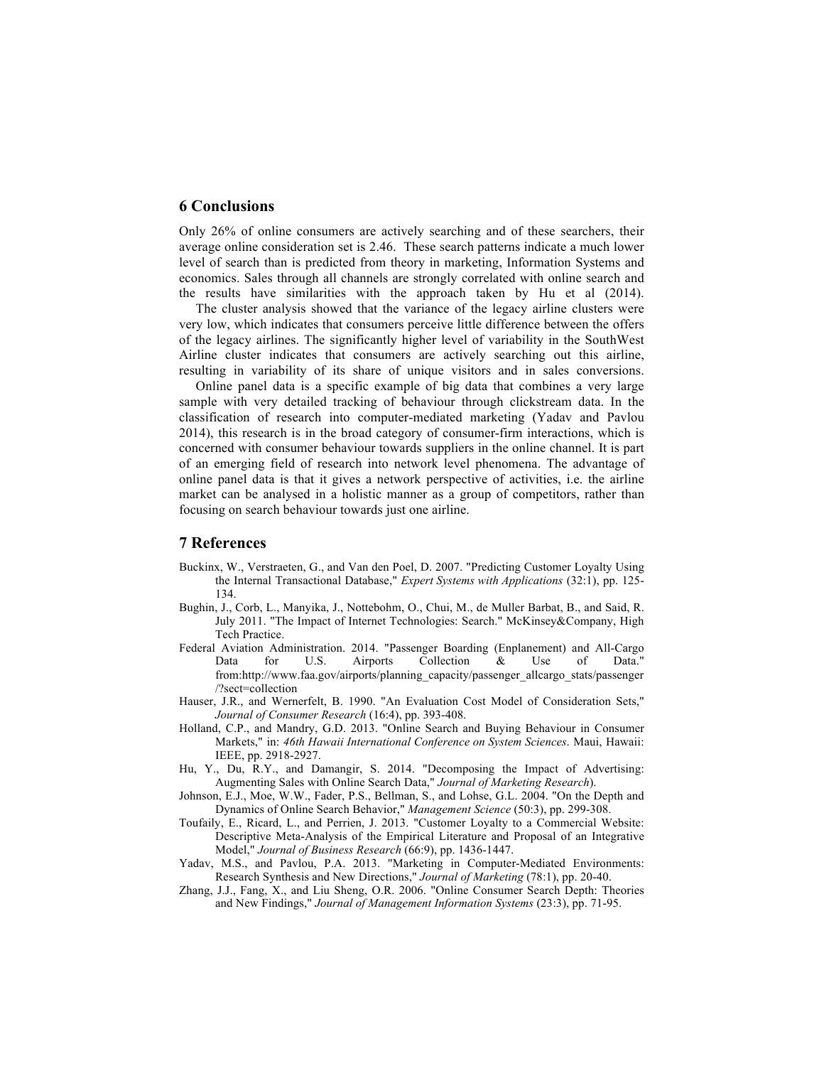## 6 Conclusions

Only 26% of online consumers are actively searching and of these searchers, their average online consideration set is 2.46. These search patterns indicate a much lower level of search than is predicted from theory in marketing, Information Systems and economics. Sales through all channels are strongly correlated with online search and the results have similarities with the approach taken by Hu et al (2014).

The cluster analysis showed that the variance of the legacy airline clusters were very low, which indicates that consumers perceive little difference between the offers of the legacy airlines. The significantly higher level of variability in the SouthWest Airline cluster indicates that consumers are actively searching out this airline, resulting in variability of its share of unique visitors and in sales conversions.

Online panel data is a specific example of big data that combines a very large sample with very detailed tracking of behaviour through clickstream data. In the classification of research into computer-mediated marketing (Yadav and Pavlou 2014), this research is in the broad category of consumer-firm interactions, which is concerned with consumer behaviour towards suppliers in the online channel. It is part of an emerging field of research into network level phenomena. The advantage of online panel data is that it gives a network perspective of activities, i.e. the airline market can be analysed in a holistic manner as a group of competitors, rather than focusing on search behaviour towards just one airline.

## 7 References

Buckinx, W., Verstraeten, G., and Van den Poel, D. 2007. "Predicting Customer Loyalty Using the Internal Transactional Database," *Expert Systems with Applications* (32:1), pp. 125-134.

Bughin, J., Corb, L., Manyika, J., Nottebohm, O., Chui, M., de Muller Barbat, B., and Said, R. July 2011. "The Impact of Internet Technologies: Search." McKinsey&Company, High Tech Practice.

Federal Aviation Administration. 2014. "Passenger Boarding (Enplanement) and All-Cargo Data for U.S. Airports Collection & Use of Data." from:http://www.faa.gov/airports/planning_capacity/passenger_allcargo_stats/passenger/?sect=collection

Hauser, J.R., and Wernerfelt, B. 1990. "An Evaluation Cost Model of Consideration Sets," *Journal of Consumer Research* (16:4), pp. 393-408.

Holland, C.P., and Mandry, G.D. 2013. "Online Search and Buying Behaviour in Consumer Markets," in: *46th Hawaii International Conference on System Sciences*. Maui, Hawaii: IEEE, pp. 2918-2927.

Hu, Y., Du, R.Y., and Damangir, S. 2014. "Decomposing the Impact of Advertising: Augmenting Sales with Online Search Data," *Journal of Marketing Research*).

Johnson, E.J., Moe, W.W., Fader, P.S., Bellman, S., and Lohse, G.L. 2004. "On the Depth and Dynamics of Online Search Behavior," *Management Science* (50:3), pp. 299-308.

Toufaily, E., Ricard, L., and Perrien, J. 2013. "Customer Loyalty to a Commercial Website: Descriptive Meta-Analysis of the Empirical Literature and Proposal of an Integrative Model," *Journal of Business Research* (66:9), pp. 1436-1447.

Yadav, M.S., and Pavlou, P.A. 2013. "Marketing in Computer-Mediated Environments: Research Synthesis and New Directions," *Journal of Marketing* (78:1), pp. 20-40.

Zhang, J.J., Fang, X., and Liu Sheng, O.R. 2006. "Online Consumer Search Depth: Theories and New Findings," *Journal of Management Information Systems* (23:3), pp. 71-95.